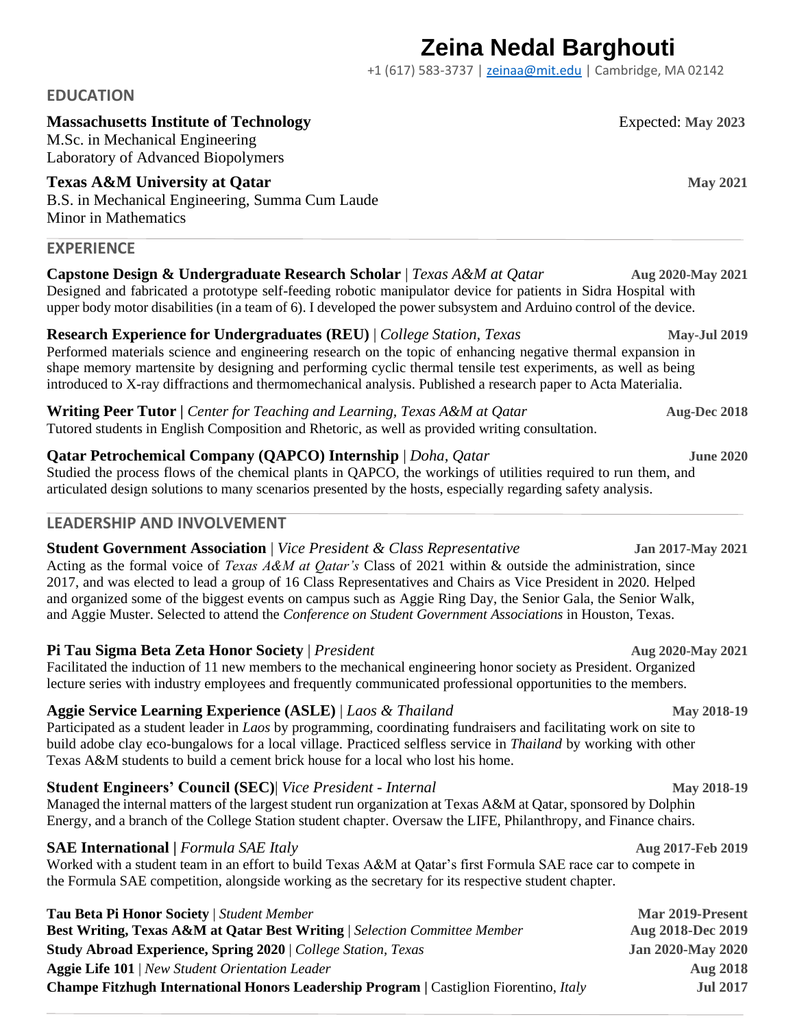# Zeina Nedal Barghouti

+1 (617) 583-3737 | zeinaa@mit.edu | Cambridge, MA 02142

## EDUCATION

**Massachusetts Institute of Technology** — Expected: **May 2023**
M.Sc. in Mechanical Engineering
Laboratory of Advanced Biopolymers

**Texas A&M University at Qatar** — **May 2021**
B.S. in Mechanical Engineering, Summa Cum Laude
Minor in Mathematics

## EXPERIENCE

**Capstone Design & Undergraduate Research Scholar** | *Texas A&M at Qatar* — **Aug 2020-May 2021**
Designed and fabricated a prototype self-feeding robotic manipulator device for patients in Sidra Hospital with upper body motor disabilities (in a team of 6). I developed the power subsystem and Arduino control of the device.

**Research Experience for Undergraduates (REU)** | *College Station, Texas* — **May-Jul 2019**
Performed materials science and engineering research on the topic of enhancing negative thermal expansion in shape memory martensite by designing and performing cyclic thermal tensile test experiments, as well as being introduced to X-ray diffractions and thermomechanical analysis. Published a research paper to Acta Materialia.

**Writing Peer Tutor |** *Center for Teaching and Learning, Texas A&M at Qatar* — **Aug-Dec 2018**
Tutored students in English Composition and Rhetoric, as well as provided writing consultation.

**Qatar Petrochemical Company (QAPCO) Internship** | *Doha, Qatar* — **June 2020**
Studied the process flows of the chemical plants in QAPCO, the workings of utilities required to run them, and articulated design solutions to many scenarios presented by the hosts, especially regarding safety analysis.

## LEADERSHIP AND INVOLVEMENT

**Student Government Association** | *Vice President & Class Representative* — **Jan 2017-May 2021**
Acting as the formal voice of *Texas A&M at Qatar's* Class of 2021 within & outside the administration, since 2017, and was elected to lead a group of 16 Class Representatives and Chairs as Vice President in 2020. Helped and organized some of the biggest events on campus such as Aggie Ring Day, the Senior Gala, the Senior Walk, and Aggie Muster. Selected to attend the *Conference on Student Government Associations* in Houston, Texas.

**Pi Tau Sigma Beta Zeta Honor Society** | *President* — **Aug 2020-May 2021**
Facilitated the induction of 11 new members to the mechanical engineering honor society as President. Organized lecture series with industry employees and frequently communicated professional opportunities to the members.

**Aggie Service Learning Experience (ASLE)** | *Laos & Thailand* — **May 2018-19**
Participated as a student leader in *Laos* by programming, coordinating fundraisers and facilitating work on site to build adobe clay eco-bungalows for a local village. Practiced selfless service in *Thailand* by working with other Texas A&M students to build a cement brick house for a local who lost his home.

**Student Engineers' Council (SEC)**| *Vice President - Internal* — **May 2018-19**
Managed the internal matters of the largest student run organization at Texas A&M at Qatar, sponsored by Dolphin Energy, and a branch of the College Station student chapter. Oversaw the LIFE, Philanthropy, and Finance chairs.

**SAE International |** *Formula SAE Italy* — **Aug 2017-Feb 2019**
Worked with a student team in an effort to build Texas A&M at Qatar's first Formula SAE race car to compete in the Formula SAE competition, alongside working as the secretary for its respective student chapter.

**Tau Beta Pi Honor Society** | *Student Member* — **Mar 2019-Present**
**Best Writing, Texas A&M at Qatar Best Writing** | *Selection Committee Member* — **Aug 2018-Dec 2019**
**Study Abroad Experience, Spring 2020** | *College Station, Texas* — **Jan 2020-May 2020**
**Aggie Life 101** | *New Student Orientation Leader* — **Aug 2018**
**Champe Fitzhugh International Honors Leadership Program |** Castiglion Fiorentino, *Italy* — **Jul 2017**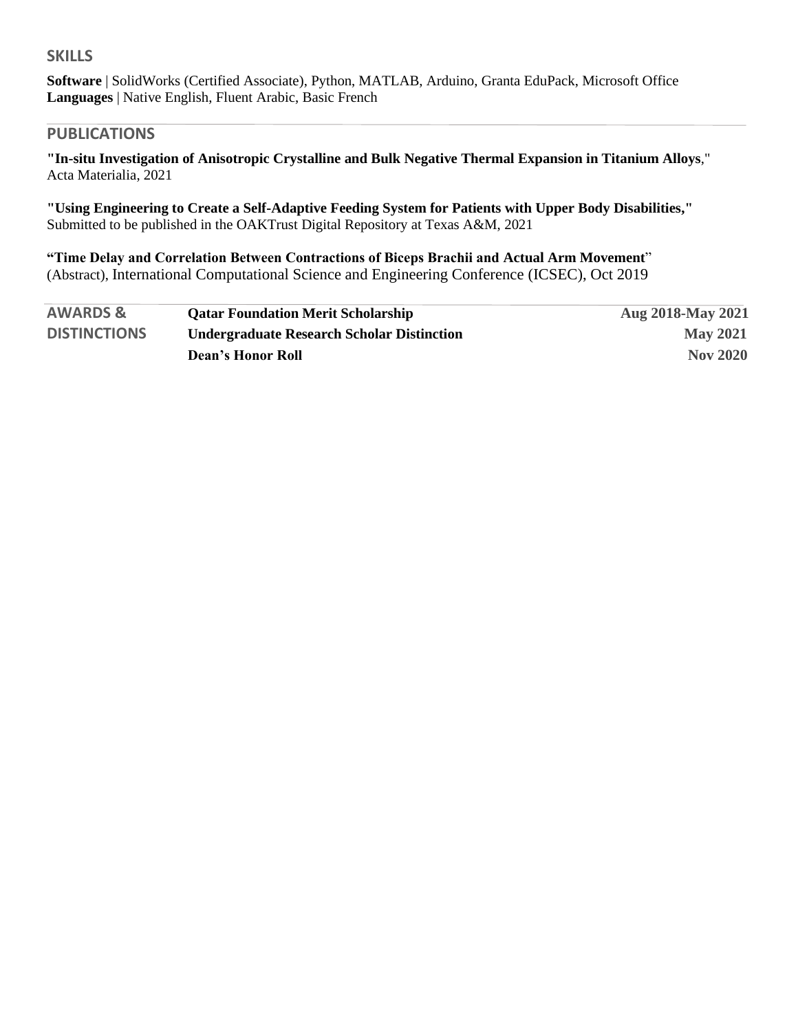## SKILLS

**Software** | SolidWorks (Certified Associate), Python, MATLAB, Arduino, Granta EduPack, Microsoft Office
**Languages** | Native English, Fluent Arabic, Basic French

## PUBLICATIONS

**"In-situ Investigation of Anisotropic Crystalline and Bulk Negative Thermal Expansion in Titanium Alloys**,"
Acta Materialia, 2021

**"Using Engineering to Create a Self-Adaptive Feeding System for Patients with Upper Body Disabilities,"**
Submitted to be published in the OAKTrust Digital Repository at Texas A&M, 2021

**"Time Delay and Correlation Between Contractions of Biceps Brachii and Actual Arm Movement**"
(Abstract), International Computational Science and Engineering Conference (ICSEC), Oct 2019

## AWARDS & DISTINCTIONS

| | | |
|---|---|---|
| **Qatar Foundation Merit Scholarship** | | **Aug 2018-May 2021** |
| **Undergraduate Research Scholar Distinction** | | **May 2021** |
| **Dean's Honor Roll** | | **Nov 2020** |